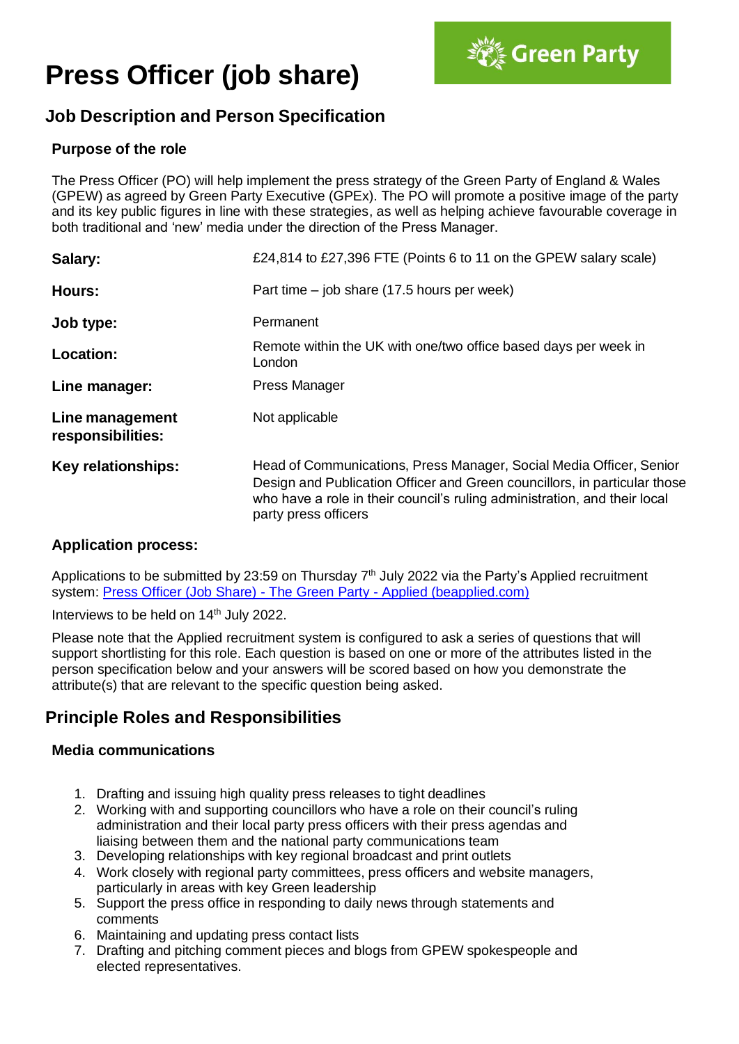# Press Officer (job share)

Green Party

## Job Description and Person Specification

### Purpose of the role

The Press Officer (PO) will help implement the press strategy of the Green Party of England & Wales (GPEW) as agreed by Green Party Executive (GPEx). The PO will promote a positive image of the party and its key public figures in line with these strategies, as well as helping achieve favourable coverage in both traditional and 'new' media under the direction of the Press Manager.

| | |
|---|---|
| **Salary:** | £24,814 to £27,396 FTE (Points 6 to 11 on the GPEW salary scale) |
| **Hours:** | Part time – job share (17.5 hours per week) |
| **Job type:** | Permanent |
| **Location:** | Remote within the UK with one/two office based days per week in London |
| **Line manager:** | Press Manager |
| **Line management responsibilities:** | Not applicable |
| **Key relationships:** | Head of Communications, Press Manager, Social Media Officer, Senior Design and Publication Officer and Green councillors, in particular those who have a role in their council's ruling administration, and their local party press officers |

### Application process:

Applications to be submitted by 23:59 on Thursday 7th July 2022 via the Party's Applied recruitment system: [Press Officer (Job Share) - The Green Party - Applied (beapplied.com)]

Interviews to be held on 14th July 2022.

Please note that the Applied recruitment system is configured to ask a series of questions that will support shortlisting for this role. Each question is based on one or more of the attributes listed in the person specification below and your answers will be scored based on how you demonstrate the attribute(s) that are relevant to the specific question being asked.

## Principle Roles and Responsibilities

### Media communications

1. Drafting and issuing high quality press releases to tight deadlines
2. Working with and supporting councillors who have a role on their council's ruling administration and their local party press officers with their press agendas and liaising between them and the national party communications team
3. Developing relationships with key regional broadcast and print outlets
4. Work closely with regional party committees, press officers and website managers, particularly in areas with key Green leadership
5. Support the press office in responding to daily news through statements and comments
6. Maintaining and updating press contact lists
7. Drafting and pitching comment pieces and blogs from GPEW spokespeople and elected representatives.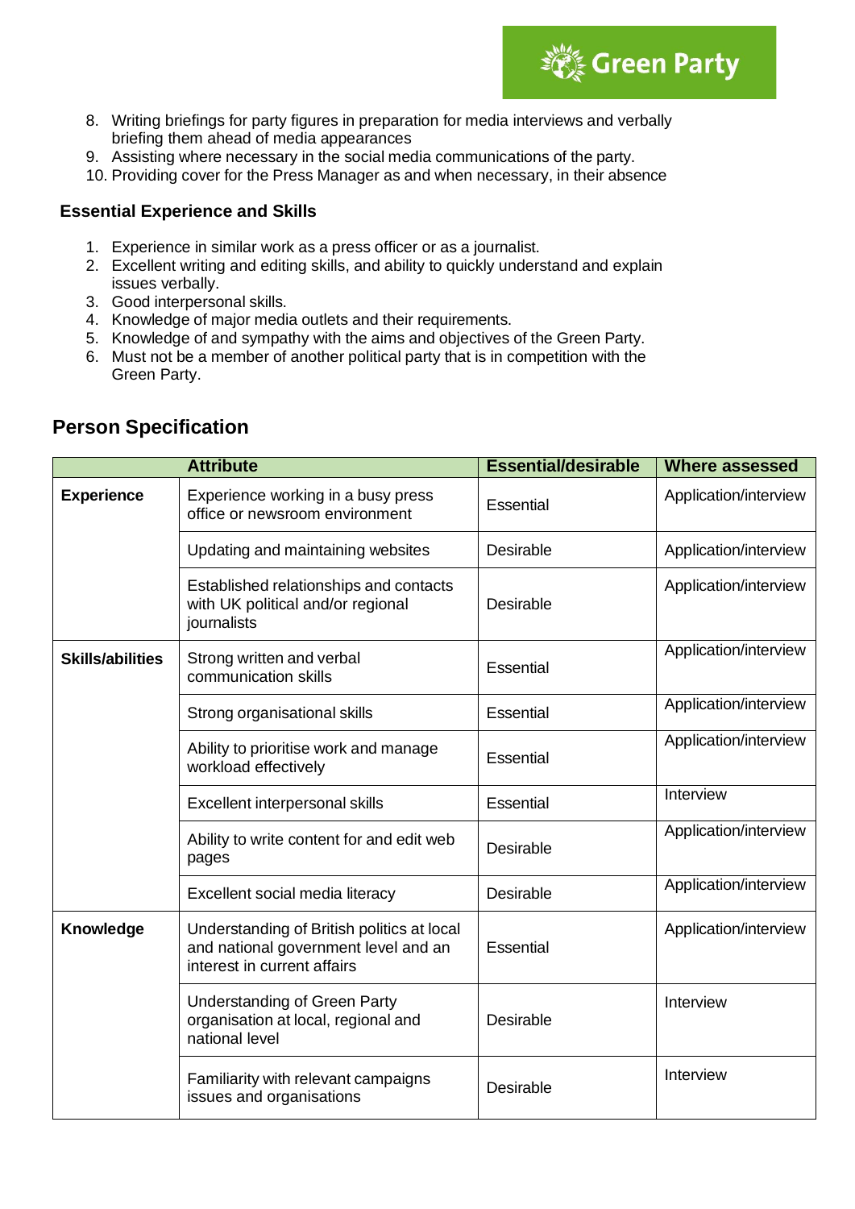8. Writing briefings for party figures in preparation for media interviews and verbally briefing them ahead of media appearances
9. Assisting where necessary in the social media communications of the party.
10. Providing cover for the Press Manager as and when necessary, in their absence

### Essential Experience and Skills

1. Experience in similar work as a press officer or as a journalist.
2. Excellent writing and editing skills, and ability to quickly understand and explain issues verbally.
3. Good interpersonal skills.
4. Knowledge of major media outlets and their requirements.
5. Knowledge of and sympathy with the aims and objectives of the Green Party.
6. Must not be a member of another political party that is in competition with the Green Party.

## Person Specification

| Attribute | | Essential/desirable | Where assessed |
|---|---|---|---|
| **Experience** | Experience working in a busy press office or newsroom environment | Essential | Application/interview |
| | Updating and maintaining websites | Desirable | Application/interview |
| | Established relationships and contacts with UK political and/or regional journalists | Desirable | Application/interview |
| **Skills/abilities** | Strong written and verbal communication skills | Essential | Application/interview |
| | Strong organisational skills | Essential | Application/interview |
| | Ability to prioritise work and manage workload effectively | Essential | Application/interview |
| | Excellent interpersonal skills | Essential | Interview |
| | Ability to write content for and edit web pages | Desirable | Application/interview |
| | Excellent social media literacy | Desirable | Application/interview |
| **Knowledge** | Understanding of British politics at local and national government level and an interest in current affairs | Essential | Application/interview |
| | Understanding of Green Party organisation at local, regional and national level | Desirable | Interview |
| | Familiarity with relevant campaigns issues and organisations | Desirable | Interview |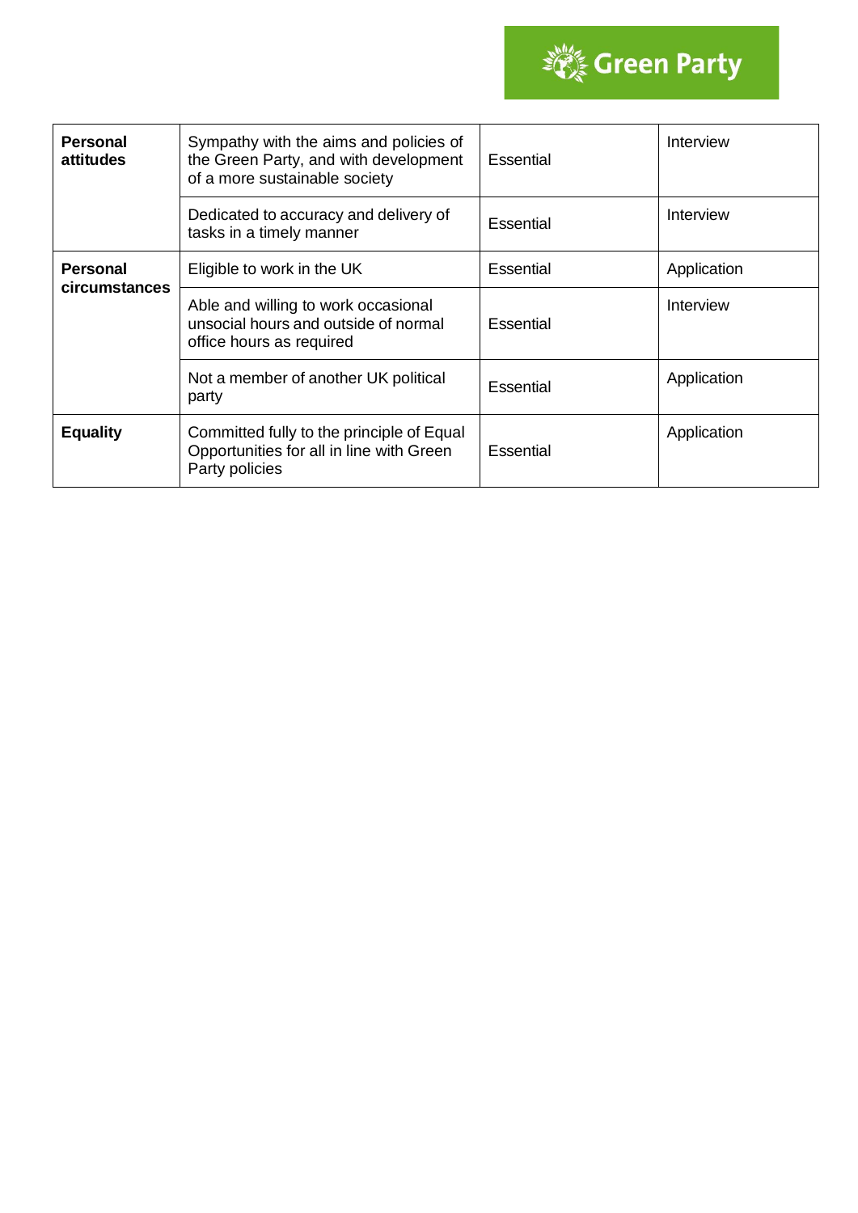| | | | |
|---|---|---|---|
| **Personal attitudes** | Sympathy with the aims and policies of the Green Party, and with development of a more sustainable society | Essential | Interview |
| | Dedicated to accuracy and delivery of tasks in a timely manner | Essential | Interview |
| **Personal circumstances** | Eligible to work in the UK | Essential | Application |
| | Able and willing to work occasional unsocial hours and outside of normal office hours as required | Essential | Interview |
| | Not a member of another UK political party | Essential | Application |
| **Equality** | Committed fully to the principle of Equal Opportunities for all in line with Green Party policies | Essential | Application |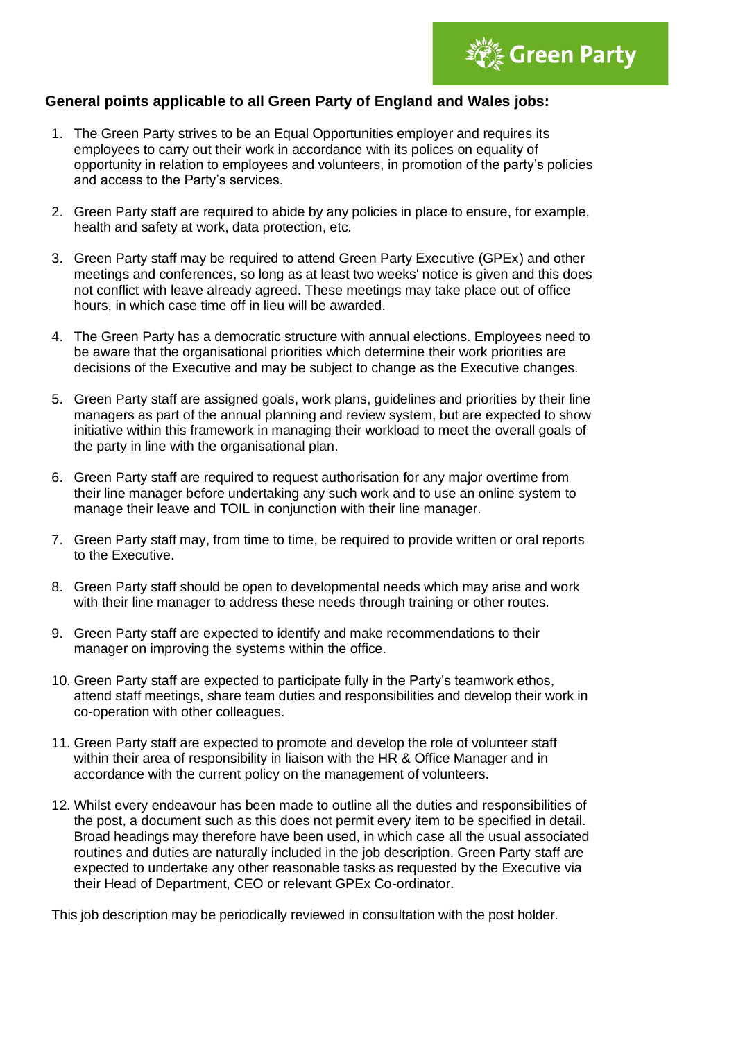**General points applicable to all Green Party of England and Wales jobs:**

1. The Green Party strives to be an Equal Opportunities employer and requires its employees to carry out their work in accordance with its polices on equality of opportunity in relation to employees and volunteers, in promotion of the party's policies and access to the Party's services.

2. Green Party staff are required to abide by any policies in place to ensure, for example, health and safety at work, data protection, etc.

3. Green Party staff may be required to attend Green Party Executive (GPEx) and other meetings and conferences, so long as at least two weeks' notice is given and this does not conflict with leave already agreed. These meetings may take place out of office hours, in which case time off in lieu will be awarded.

4. The Green Party has a democratic structure with annual elections. Employees need to be aware that the organisational priorities which determine their work priorities are decisions of the Executive and may be subject to change as the Executive changes.

5. Green Party staff are assigned goals, work plans, guidelines and priorities by their line managers as part of the annual planning and review system, but are expected to show initiative within this framework in managing their workload to meet the overall goals of the party in line with the organisational plan.

6. Green Party staff are required to request authorisation for any major overtime from their line manager before undertaking any such work and to use an online system to manage their leave and TOIL in conjunction with their line manager.

7. Green Party staff may, from time to time, be required to provide written or oral reports to the Executive.

8. Green Party staff should be open to developmental needs which may arise and work with their line manager to address these needs through training or other routes.

9. Green Party staff are expected to identify and make recommendations to their manager on improving the systems within the office.

10. Green Party staff are expected to participate fully in the Party's teamwork ethos, attend staff meetings, share team duties and responsibilities and develop their work in co-operation with other colleagues.

11. Green Party staff are expected to promote and develop the role of volunteer staff within their area of responsibility in liaison with the HR & Office Manager and in accordance with the current policy on the management of volunteers.

12. Whilst every endeavour has been made to outline all the duties and responsibilities of the post, a document such as this does not permit every item to be specified in detail. Broad headings may therefore have been used, in which case all the usual associated routines and duties are naturally included in the job description. Green Party staff are expected to undertake any other reasonable tasks as requested by the Executive via their Head of Department, CEO or relevant GPEx Co-ordinator.

This job description may be periodically reviewed in consultation with the post holder.